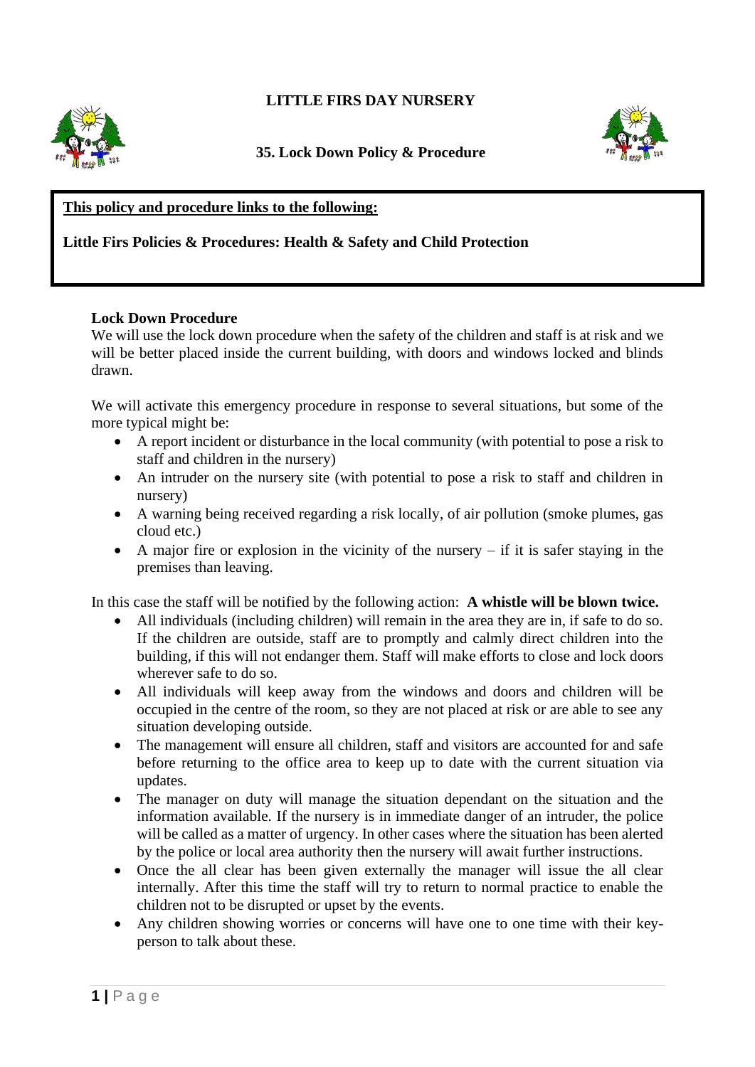# LITTLE FIRS DAY NURSERY

## 35. Lock Down Policy & Procedure

**This policy and procedure links to the following:**

**Little Firs Policies & Procedures: Health & Safety and Child Protection**

### Lock Down Procedure

We will use the lock down procedure when the safety of the children and staff is at risk and we will be better placed inside the current building, with doors and windows locked and blinds drawn.

We will activate this emergency procedure in response to several situations, but some of the more typical might be:

- A report incident or disturbance in the local community (with potential to pose a risk to staff and children in the nursery)
- An intruder on the nursery site (with potential to pose a risk to staff and children in nursery)
- A warning being received regarding a risk locally, of air pollution (smoke plumes, gas cloud etc.)
- A major fire or explosion in the vicinity of the nursery – if it is safer staying in the premises than leaving.

In this case the staff will be notified by the following action: **A whistle will be blown twice.**

- All individuals (including children) will remain in the area they are in, if safe to do so. If the children are outside, staff are to promptly and calmly direct children into the building, if this will not endanger them. Staff will make efforts to close and lock doors wherever safe to do so.
- All individuals will keep away from the windows and doors and children will be occupied in the centre of the room, so they are not placed at risk or are able to see any situation developing outside.
- The management will ensure all children, staff and visitors are accounted for and safe before returning to the office area to keep up to date with the current situation via updates.
- The manager on duty will manage the situation dependant on the situation and the information available. If the nursery is in immediate danger of an intruder, the police will be called as a matter of urgency. In other cases where the situation has been alerted by the police or local area authority then the nursery will await further instructions.
- Once the all clear has been given externally the manager will issue the all clear internally. After this time the staff will try to return to normal practice to enable the children not to be disrupted or upset by the events.
- Any children showing worries or concerns will have one to one time with their key-person to talk about these.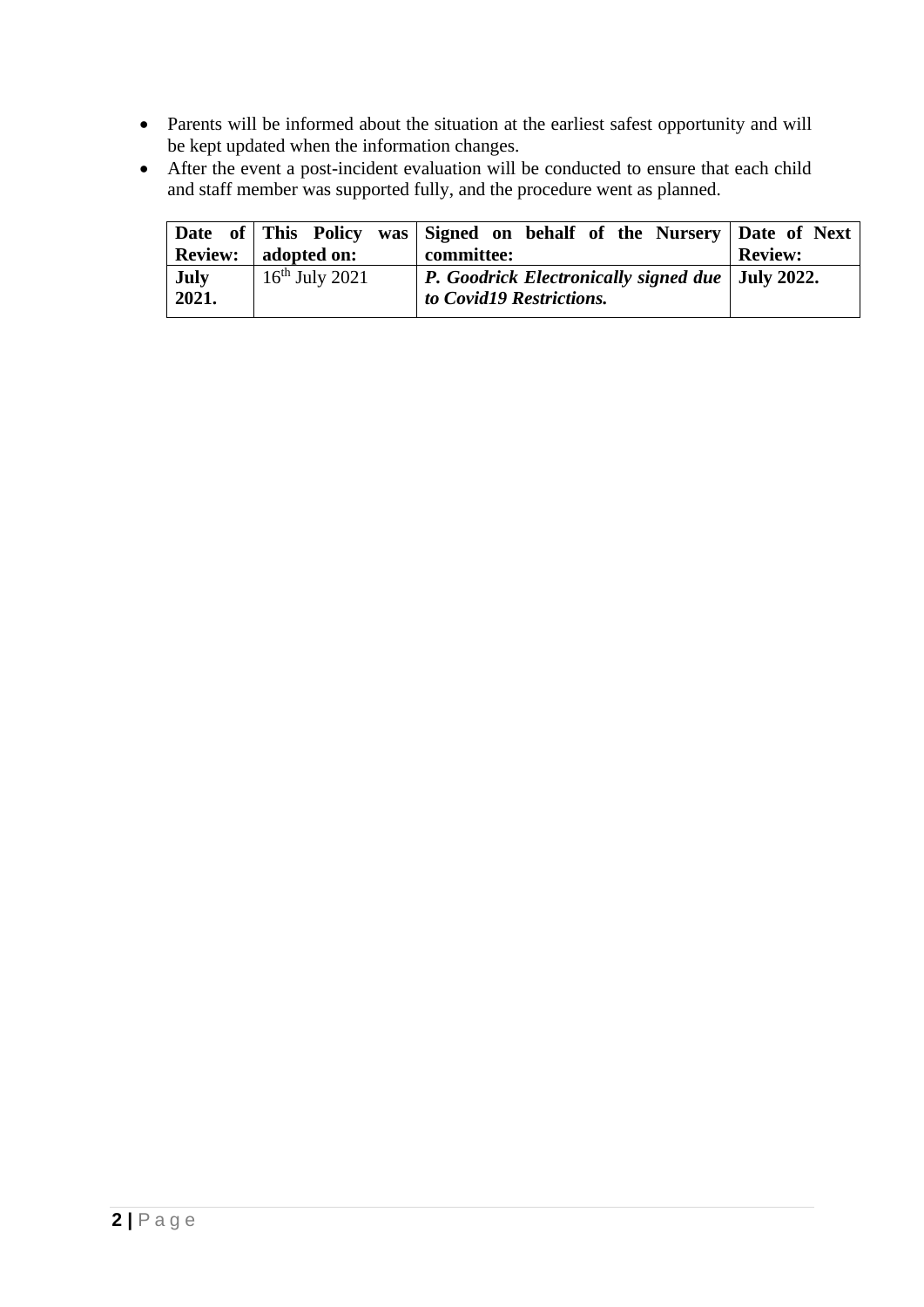- Parents will be informed about the situation at the earliest safest opportunity and will be kept updated when the information changes.
- After the event a post-incident evaluation will be conducted to ensure that each child and staff member was supported fully, and the procedure went as planned.

| **Date of Review:** | **This Policy was adopted on:** | **Signed on behalf of the Nursery committee:** | **Date of Next Review:** |
|---|---|---|---|
| **July 2021.** | 16th July 2021 | ***P. Goodrick Electronically signed due to Covid19 Restrictions.*** | **July 2022.** |